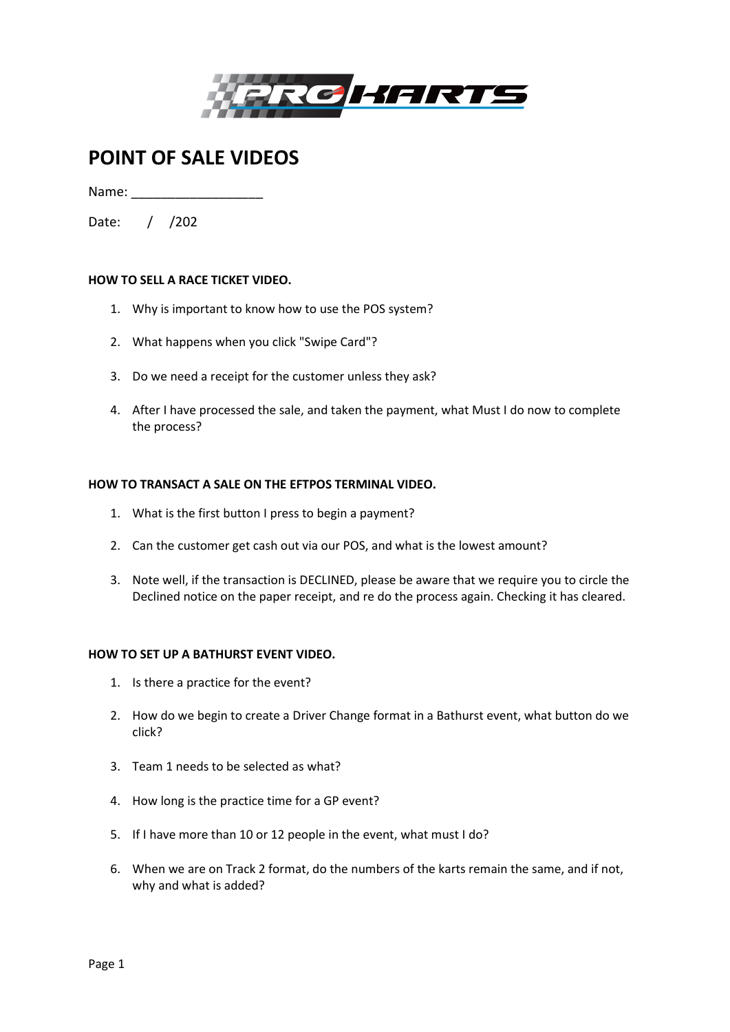# POINT OF SALE VIDEOS

Name: ___________________

Date: / /202

**HOW TO SELL A RACE TICKET VIDEO.**

1. Why is important to know how to use the POS system?
2. What happens when you click "Swipe Card"?
3. Do we need a receipt for the customer unless they ask?
4. After I have processed the sale, and taken the payment, what Must I do now to complete the process?

**HOW TO TRANSACT A SALE ON THE EFTPOS TERMINAL VIDEO.**

1. What is the first button I press to begin a payment?
2. Can the customer get cash out via our POS, and what is the lowest amount?
3. Note well, if the transaction is DECLINED, please be aware that we require you to circle the Declined notice on the paper receipt, and re do the process again. Checking it has cleared.

**HOW TO SET UP A BATHURST EVENT VIDEO.**

1. Is there a practice for the event?
2. How do we begin to create a Driver Change format in a Bathurst event, what button do we click?
3. Team 1 needs to be selected as what?
4. How long is the practice time for a GP event?
5. If I have more than 10 or 12 people in the event, what must I do?
6. When we are on Track 2 format, do the numbers of the karts remain the same, and if not, why and what is added?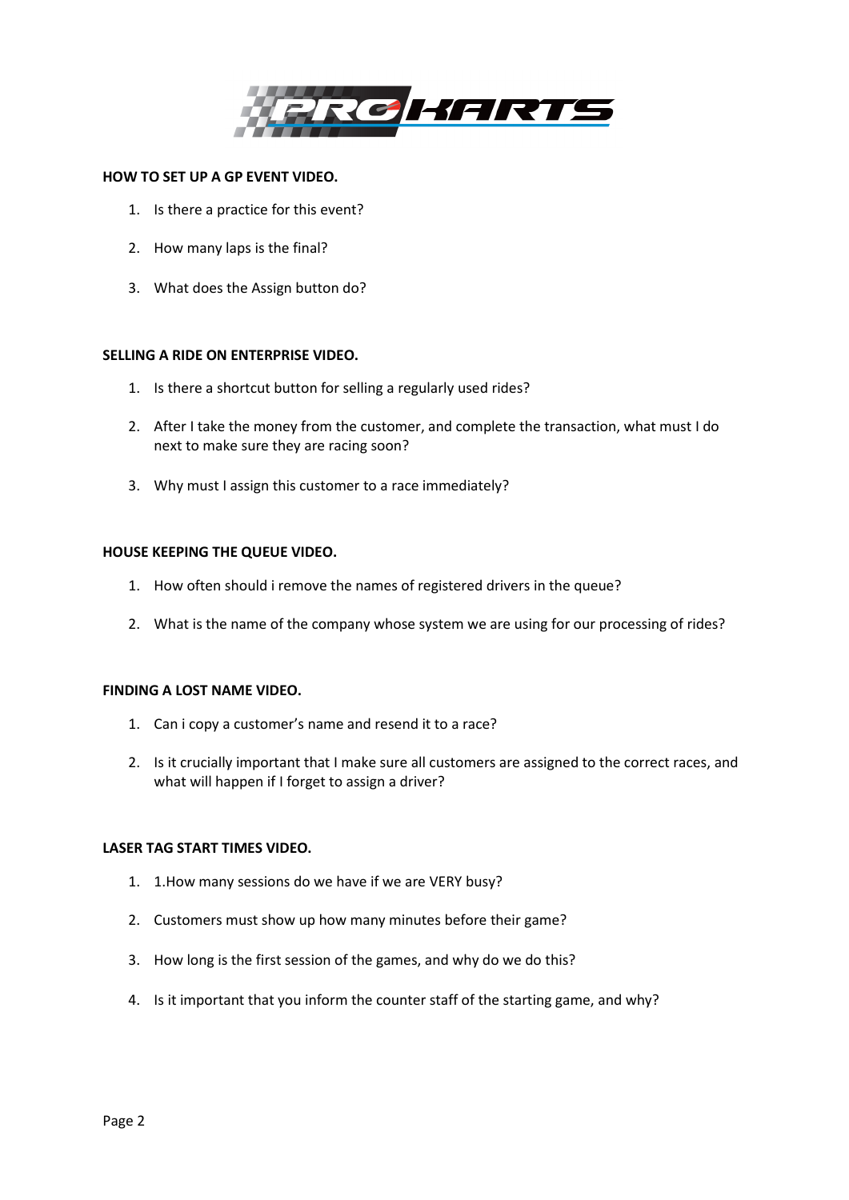**HOW TO SET UP A GP EVENT VIDEO.**

1. Is there a practice for this event?
2. How many laps is the final?
3. What does the Assign button do?

**SELLING A RIDE ON ENTERPRISE VIDEO.**

1. Is there a shortcut button for selling a regularly used rides?
2. After I take the money from the customer, and complete the transaction, what must I do next to make sure they are racing soon?
3. Why must I assign this customer to a race immediately?

**HOUSE KEEPING THE QUEUE VIDEO.**

1. How often should i remove the names of registered drivers in the queue?
2. What is the name of the company whose system we are using for our processing of rides?

**FINDING A LOST NAME VIDEO.**

1. Can i copy a customer's name and resend it to a race?
2. Is it crucially important that I make sure all customers are assigned to the correct races, and what will happen if I forget to assign a driver?

**LASER TAG START TIMES VIDEO.**

1. 1.How many sessions do we have if we are VERY busy?
2. Customers must show up how many minutes before their game?
3. How long is the first session of the games, and why do we do this?
4. Is it important that you inform the counter staff of the starting game, and why?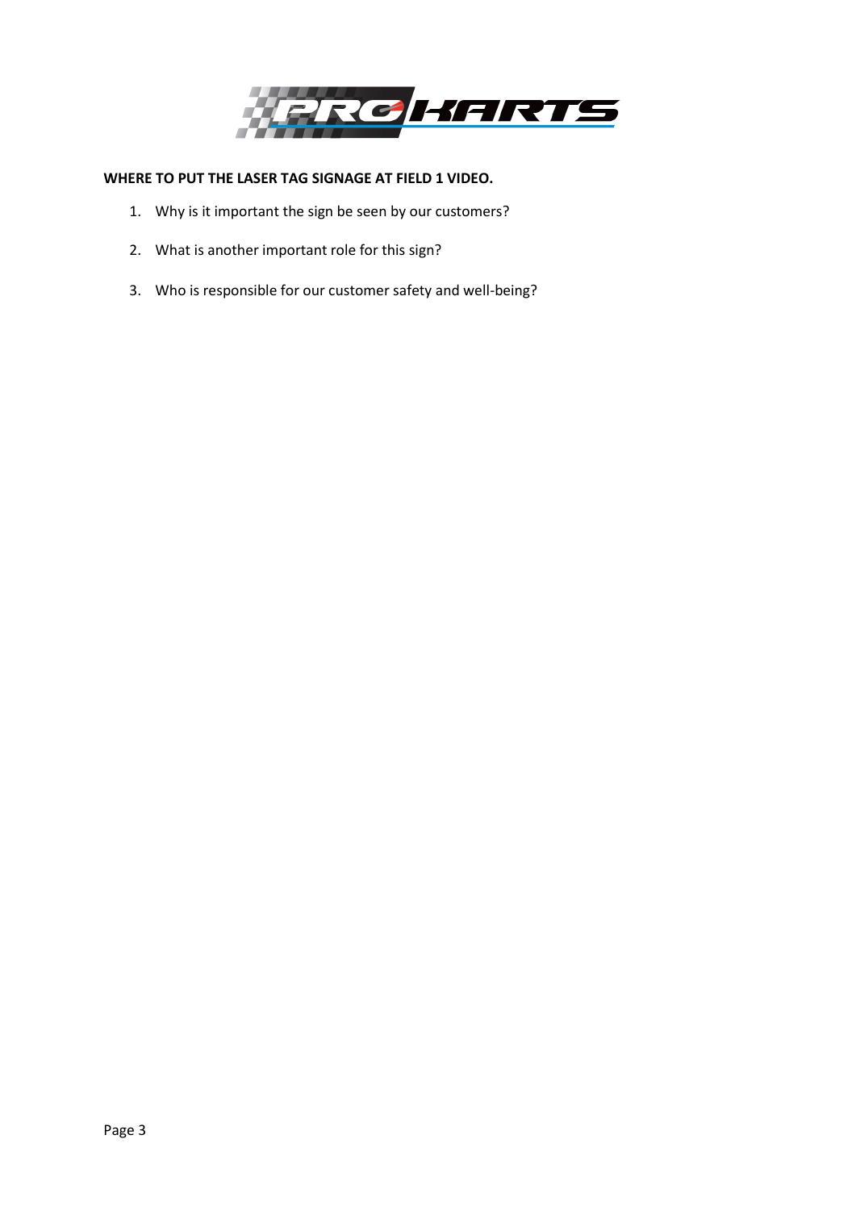**WHERE TO PUT THE LASER TAG SIGNAGE AT FIELD 1 VIDEO.**

1. Why is it important the sign be seen by our customers?
2. What is another important role for this sign?
3. Who is responsible for our customer safety and well-being?